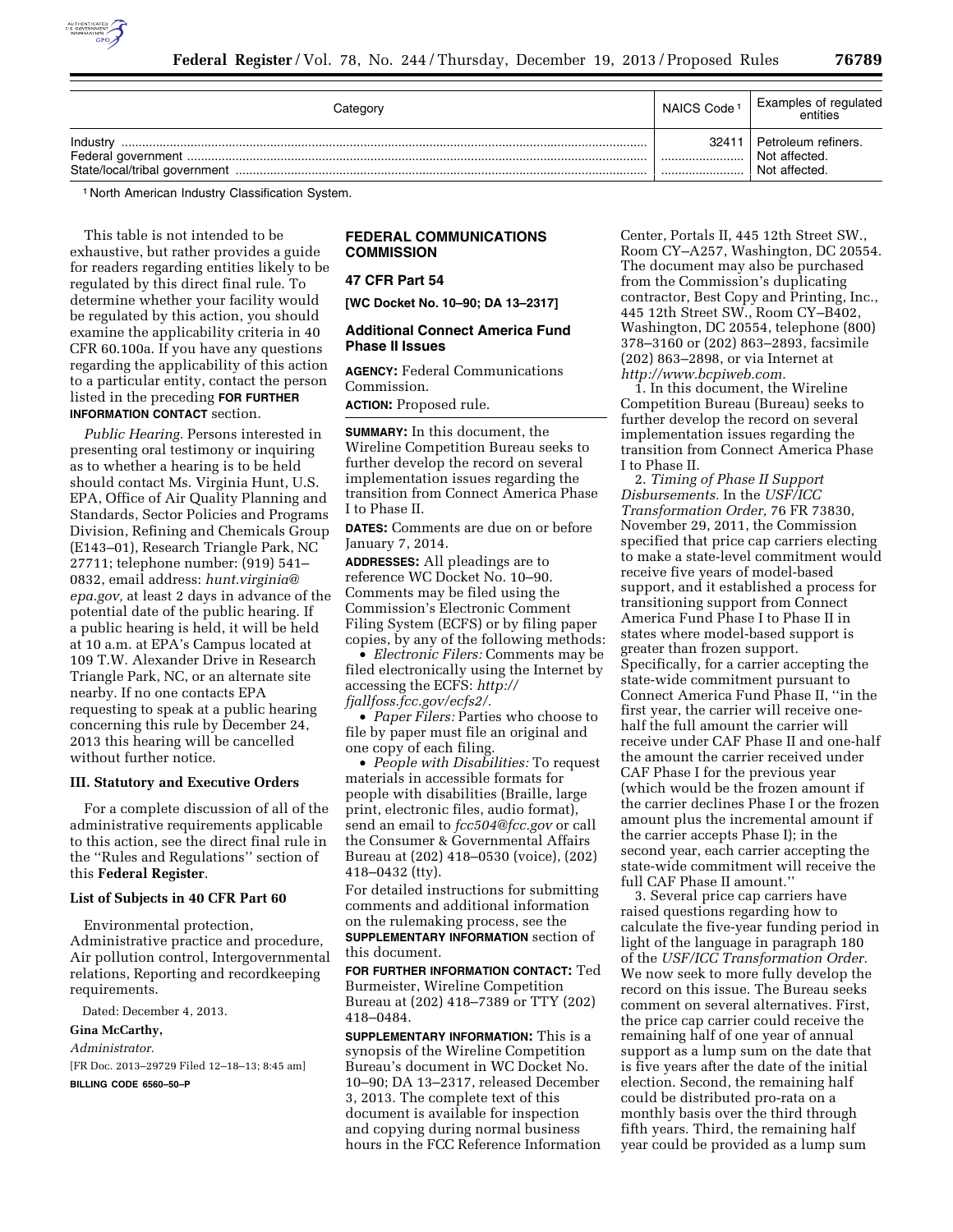| Category | NAICS Code [1] | Examples of regulated entities |
| --- | --- | --- |
| Industry | 32411 | Petroleum refiners. |
| Federal government | | Not affected. |
| State/local/tribal government | | Not affected. |

[1] North American Industry Classification System.

This table is not intended to be exhaustive, but rather provides a guide for readers regarding entities likely to be regulated by this direct final rule. To determine whether your facility would be regulated by this action, you should examine the applicability criteria in 40 CFR 60.100a. If you have any questions regarding the applicability of this action to a particular entity, contact the person listed in the preceding **FOR FURTHER INFORMATION CONTACT** section.

*Public Hearing.* Persons interested in presenting oral testimony or inquiring as to whether a hearing is to be held should contact Ms. Virginia Hunt, U.S. EPA, Office of Air Quality Planning and Standards, Sector Policies and Programs Division, Refining and Chemicals Group (E143–01), Research Triangle Park, NC 27711; telephone number: (919) 541–0832, email address: *hunt.virginia@epa.gov,* at least 2 days in advance of the potential date of the public hearing. If a public hearing is held, it will be held at 10 a.m. at EPA's Campus located at 109 T.W. Alexander Drive in Research Triangle Park, NC, or an alternate site nearby. If no one contacts EPA requesting to speak at a public hearing concerning this rule by December 24, 2013 this hearing will be cancelled without further notice.

## III. Statutory and Executive Orders

For a complete discussion of all of the administrative requirements applicable to this action, see the direct final rule in the ''Rules and Regulations'' section of this **Federal Register**.

### List of Subjects in 40 CFR Part 60

Environmental protection, Administrative practice and procedure, Air pollution control, Intergovernmental relations, Reporting and recordkeeping requirements.

Dated: December 4, 2013.

**Gina McCarthy,**

*Administrator.*

[FR Doc. 2013–29729 Filed 12–18–13; 8:45 am]

**BILLING CODE 6560–50–P**

# FEDERAL COMMUNICATIONS COMMISSION

## 47 CFR Part 54

**[WC Docket No. 10–90; DA 13–2317]**

## Additional Connect America Fund Phase II Issues

**AGENCY:** Federal Communications Commission.

**ACTION:** Proposed rule.

**SUMMARY:** In this document, the Wireline Competition Bureau seeks to further develop the record on several implementation issues regarding the transition from Connect America Phase I to Phase II.

**DATES:** Comments are due on or before January 7, 2014.

**ADDRESSES:** All pleadings are to reference WC Docket No. 10–90. Comments may be filed using the Commission's Electronic Comment Filing System (ECFS) or by filing paper copies, by any of the following methods:

- *Electronic Filers:* Comments may be filed electronically using the Internet by accessing the ECFS: *http://fjallfoss.fcc.gov/ecfs2/.*
- *Paper Filers:* Parties who choose to file by paper must file an original and one copy of each filing.
- *People with Disabilities:* To request materials in accessible formats for people with disabilities (Braille, large print, electronic files, audio format), send an email to *fcc504@fcc.gov* or call the Consumer & Governmental Affairs Bureau at (202) 418–0530 (voice), (202) 418–0432 (tty).

For detailed instructions for submitting comments and additional information on the rulemaking process, see the **SUPPLEMENTARY INFORMATION** section of this document.

**FOR FURTHER INFORMATION CONTACT:** Ted Burmeister, Wireline Competition Bureau at (202) 418–7389 or TTY (202) 418–0484.

**SUPPLEMENTARY INFORMATION:** This is a synopsis of the Wireline Competition Bureau's document in WC Docket No. 10–90; DA 13–2317, released December 3, 2013. The complete text of this document is available for inspection and copying during normal business hours in the FCC Reference Information Center, Portals II, 445 12th Street SW., Room CY–A257, Washington, DC 20554. The document may also be purchased from the Commission's duplicating contractor, Best Copy and Printing, Inc., 445 12th Street SW., Room CY–B402, Washington, DC 20554, telephone (800) 378–3160 or (202) 863–2893, facsimile (202) 863–2898, or via Internet at *http://www.bcpiweb.com.*

1. In this document, the Wireline Competition Bureau (Bureau) seeks to further develop the record on several implementation issues regarding the transition from Connect America Phase I to Phase II.

2. *Timing of Phase II Support Disbursements.* In the *USF/ICC Transformation Order,* 76 FR 73830, November 29, 2011, the Commission specified that price cap carriers electing to make a state-level commitment would receive five years of model-based support, and it established a process for transitioning support from Connect America Fund Phase I to Phase II in states where model-based support is greater than frozen support. Specifically, for a carrier accepting the state-wide commitment pursuant to Connect America Fund Phase II, ''in the first year, the carrier will receive one-half the full amount the carrier will receive under CAF Phase II and one-half the amount the carrier received under CAF Phase I for the previous year (which would be the frozen amount if the carrier declines Phase I or the frozen amount plus the incremental amount if the carrier accepts Phase I); in the second year, each carrier accepting the state-wide commitment will receive the full CAF Phase II amount.''

3. Several price cap carriers have raised questions regarding how to calculate the five-year funding period in light of the language in paragraph 180 of the *USF/ICC Transformation Order.* We now seek to more fully develop the record on this issue. The Bureau seeks comment on several alternatives. First, the price cap carrier could receive the remaining half of one year of annual support as a lump sum on the date that is five years after the date of the initial election. Second, the remaining half could be distributed pro-rata on a monthly basis over the third through fifth years. Third, the remaining half year could be provided as a lump sum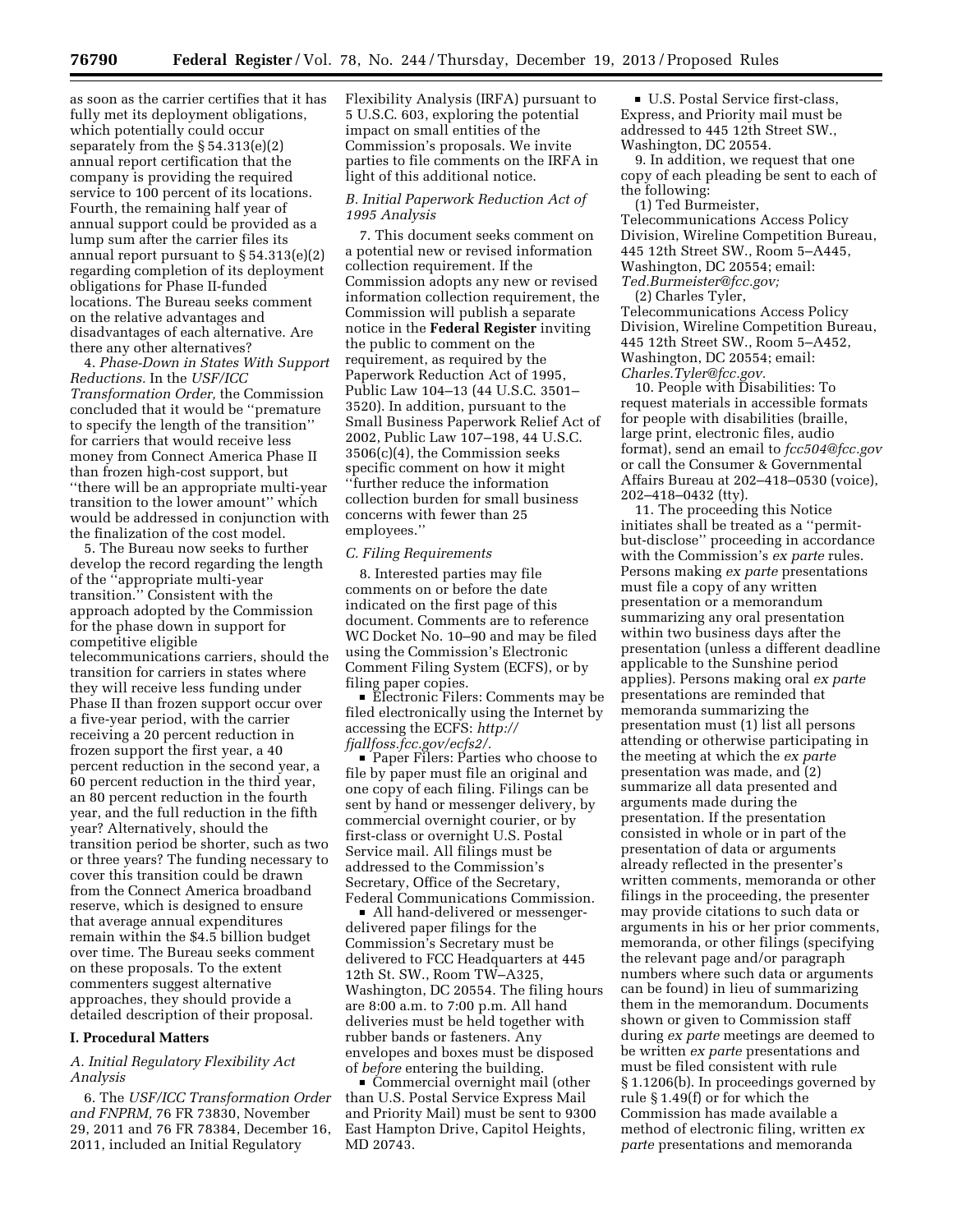as soon as the carrier certifies that it has fully met its deployment obligations, which potentially could occur separately from the § 54.313(e)(2) annual report certification that the company is providing the required service to 100 percent of its locations. Fourth, the remaining half year of annual support could be provided as a lump sum after the carrier files its annual report pursuant to § 54.313(e)(2) regarding completion of its deployment obligations for Phase II-funded locations. The Bureau seeks comment on the relative advantages and disadvantages of each alternative. Are there any other alternatives?

4. *Phase-Down in States With Support Reductions.* In the *USF/ICC Transformation Order,* the Commission concluded that it would be ''premature to specify the length of the transition'' for carriers that would receive less money from Connect America Phase II than frozen high-cost support, but ''there will be an appropriate multi-year transition to the lower amount'' which would be addressed in conjunction with the finalization of the cost model.

5. The Bureau now seeks to further develop the record regarding the length of the ''appropriate multi-year transition.'' Consistent with the approach adopted by the Commission for the phase down in support for competitive eligible telecommunications carriers, should the transition for carriers in states where they will receive less funding under Phase II than frozen support occur over a five-year period, with the carrier receiving a 20 percent reduction in frozen support the first year, a 40 percent reduction in the second year, a 60 percent reduction in the third year, an 80 percent reduction in the fourth year, and the full reduction in the fifth year? Alternatively, should the transition period be shorter, such as two or three years? The funding necessary to cover this transition could be drawn from the Connect America broadband reserve, which is designed to ensure that average annual expenditures remain within the $4.5 billion budget over time. The Bureau seeks comment on these proposals. To the extent commenters suggest alternative approaches, they should provide a detailed description of their proposal.

## I. Procedural Matters

### *A. Initial Regulatory Flexibility Act Analysis*

6. The *USF/ICC Transformation Order and FNPRM,* 76 FR 73830, November 29, 2011 and 76 FR 78384, December 16, 2011, included an Initial Regulatory Flexibility Analysis (IRFA) pursuant to 5 U.S.C. 603, exploring the potential impact on small entities of the Commission's proposals. We invite parties to file comments on the IRFA in light of this additional notice.

### *B. Initial Paperwork Reduction Act of 1995 Analysis*

7. This document seeks comment on a potential new or revised information collection requirement. If the Commission adopts any new or revised information collection requirement, the Commission will publish a separate notice in the **Federal Register** inviting the public to comment on the requirement, as required by the Paperwork Reduction Act of 1995, Public Law 104–13 (44 U.S.C. 3501–3520). In addition, pursuant to the Small Business Paperwork Relief Act of 2002, Public Law 107–198, 44 U.S.C. 3506(c)(4), the Commission seeks specific comment on how it might ''further reduce the information collection burden for small business concerns with fewer than 25 employees.''

### *C. Filing Requirements*

8. Interested parties may file comments on or before the date indicated on the first page of this document. Comments are to reference WC Docket No. 10–90 and may be filed using the Commission's Electronic Comment Filing System (ECFS), or by filing paper copies.

- Electronic Filers: Comments may be filed electronically using the Internet by accessing the ECFS: *http://fjallfoss.fcc.gov/ecfs2/.*
- Paper Filers: Parties who choose to file by paper must file an original and one copy of each filing. Filings can be sent by hand or messenger delivery, by commercial overnight courier, or by first-class or overnight U.S. Postal Service mail. All filings must be addressed to the Commission's Secretary, Office of the Secretary, Federal Communications Commission.
- All hand-delivered or messenger-delivered paper filings for the Commission's Secretary must be delivered to FCC Headquarters at 445 12th St. SW., Room TW–A325, Washington, DC 20554. The filing hours are 8:00 a.m. to 7:00 p.m. All hand deliveries must be held together with rubber bands or fasteners. Any envelopes and boxes must be disposed of *before* entering the building.
- Commercial overnight mail (other than U.S. Postal Service Express Mail and Priority Mail) must be sent to 9300 East Hampton Drive, Capitol Heights, MD 20743.
- U.S. Postal Service first-class, Express, and Priority mail must be addressed to 445 12th Street SW., Washington, DC 20554.

9. In addition, we request that one copy of each pleading be sent to each of the following:

(1) Ted Burmeister, Telecommunications Access Policy Division, Wireline Competition Bureau, 445 12th Street SW., Room 5–A445, Washington, DC 20554; email: *Ted.Burmeister@fcc.gov;*

(2) Charles Tyler, Telecommunications Access Policy Division, Wireline Competition Bureau, 445 12th Street SW., Room 5–A452, Washington, DC 20554; email: *Charles.Tyler@fcc.gov.*

10. People with Disabilities: To request materials in accessible formats for people with disabilities (braille, large print, electronic files, audio format), send an email to *fcc504@fcc.gov* or call the Consumer & Governmental Affairs Bureau at 202–418–0530 (voice), 202–418–0432 (tty).

11. The proceeding this Notice initiates shall be treated as a ''permit-but-disclose'' proceeding in accordance with the Commission's *ex parte* rules. Persons making *ex parte* presentations must file a copy of any written presentation or a memorandum summarizing any oral presentation within two business days after the presentation (unless a different deadline applicable to the Sunshine period applies). Persons making oral *ex parte* presentations are reminded that memoranda summarizing the presentation must (1) list all persons attending or otherwise participating in the meeting at which the *ex parte* presentation was made, and (2) summarize all data presented and arguments made during the presentation. If the presentation consisted in whole or in part of the presentation of data or arguments already reflected in the presenter's written comments, memoranda or other filings in the proceeding, the presenter may provide citations to such data or arguments in his or her prior comments, memoranda, or other filings (specifying the relevant page and/or paragraph numbers where such data or arguments can be found) in lieu of summarizing them in the memorandum. Documents shown or given to Commission staff during *ex parte* meetings are deemed to be written *ex parte* presentations and must be filed consistent with rule § 1.1206(b). In proceedings governed by rule § 1.49(f) or for which the Commission has made available a method of electronic filing, written *ex parte* presentations and memoranda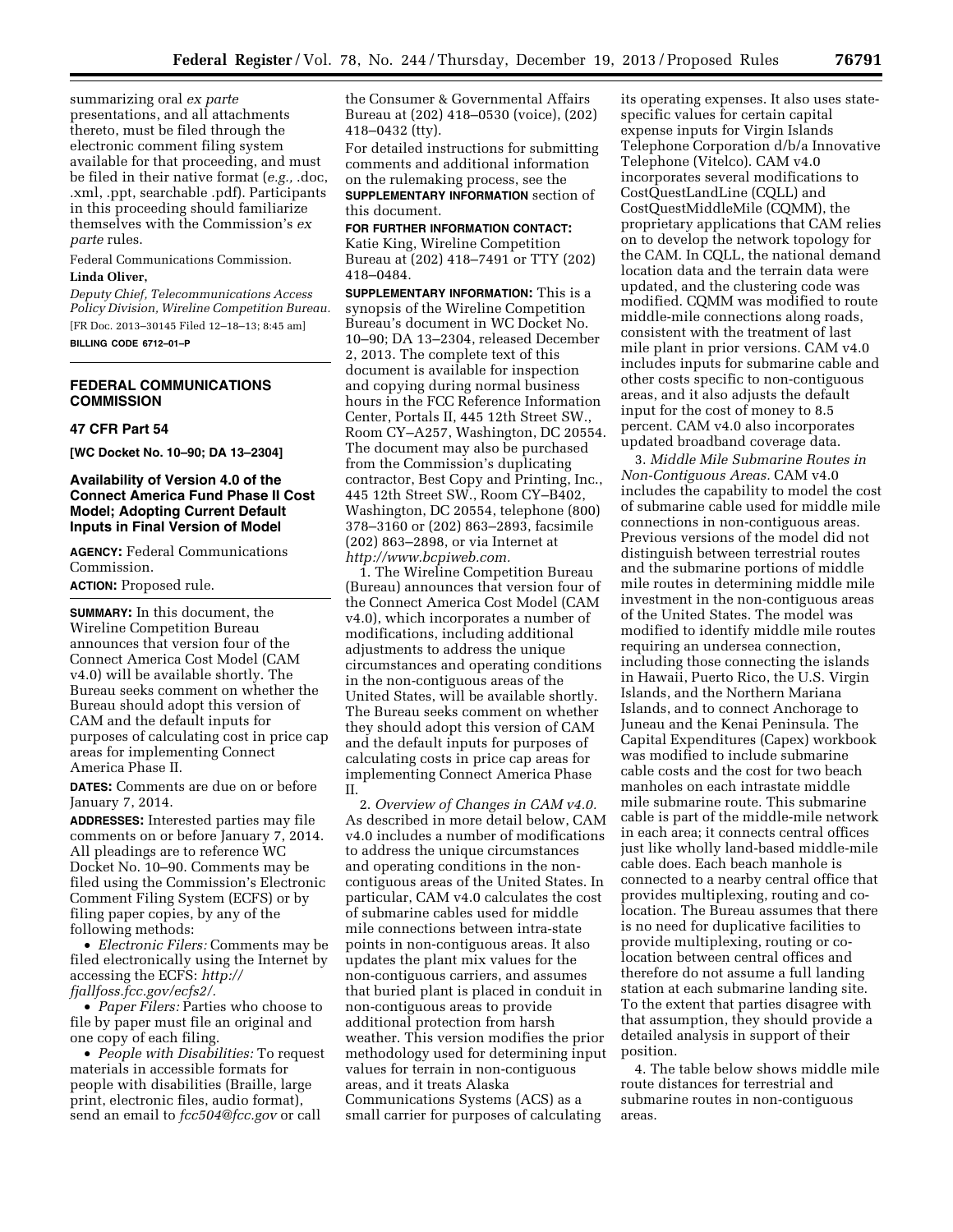summarizing oral *ex parte* presentations, and all attachments thereto, must be filed through the electronic comment filing system available for that proceeding, and must be filed in their native format (*e.g.,* .doc, .xml, .ppt, searchable .pdf). Participants in this proceeding should familiarize themselves with the Commission's *ex parte* rules.

Federal Communications Commission.

**Linda Oliver,**

*Deputy Chief, Telecommunications Access Policy Division, Wireline Competition Bureau.*

[FR Doc. 2013–30145 Filed 12–18–13; 8:45 am]

**BILLING CODE 6712–01–P**

---

**FEDERAL COMMUNICATIONS COMMISSION**

**47 CFR Part 54**

**[WC Docket No. 10–90; DA 13–2304]**

## Availability of Version 4.0 of the Connect America Fund Phase II Cost Model; Adopting Current Default Inputs in Final Version of Model

**AGENCY:** Federal Communications Commission.

**ACTION:** Proposed rule.

**SUMMARY:** In this document, the Wireline Competition Bureau announces that version four of the Connect America Cost Model (CAM v4.0) will be available shortly. The Bureau seeks comment on whether the Bureau should adopt this version of CAM and the default inputs for purposes of calculating cost in price cap areas for implementing Connect America Phase II.

**DATES:** Comments are due on or before January 7, 2014.

**ADDRESSES:** Interested parties may file comments on or before January 7, 2014. All pleadings are to reference WC Docket No. 10–90. Comments may be filed using the Commission's Electronic Comment Filing System (ECFS) or by filing paper copies, by any of the following methods:

- *Electronic Filers:* Comments may be filed electronically using the Internet by accessing the ECFS: *http://fjallfoss.fcc.gov/ecfs2/.*
- *Paper Filers:* Parties who choose to file by paper must file an original and one copy of each filing.
- *People with Disabilities:* To request materials in accessible formats for people with disabilities (Braille, large print, electronic files, audio format), send an email to *fcc504@fcc.gov* or call the Consumer & Governmental Affairs Bureau at (202) 418–0530 (voice), (202) 418–0432 (tty).

For detailed instructions for submitting comments and additional information on the rulemaking process, see the **SUPPLEMENTARY INFORMATION** section of this document.

**FOR FURTHER INFORMATION CONTACT:** Katie King, Wireline Competition Bureau at (202) 418–7491 or TTY (202) 418–0484.

**SUPPLEMENTARY INFORMATION:** This is a synopsis of the Wireline Competition Bureau's document in WC Docket No. 10–90; DA 13–2304, released December 2, 2013. The complete text of this document is available for inspection and copying during normal business hours in the FCC Reference Information Center, Portals II, 445 12th Street SW., Room CY–A257, Washington, DC 20554. The document may also be purchased from the Commission's duplicating contractor, Best Copy and Printing, Inc., 445 12th Street SW., Room CY–B402, Washington, DC 20554, telephone (800) 378–3160 or (202) 863–2893, facsimile (202) 863–2898, or via Internet at *http://www.bcpiweb.com.*

1. The Wireline Competition Bureau (Bureau) announces that version four of the Connect America Cost Model (CAM v4.0), which incorporates a number of modifications, including additional adjustments to address the unique circumstances and operating conditions in the non-contiguous areas of the United States, will be available shortly. The Bureau seeks comment on whether they should adopt this version of CAM and the default inputs for purposes of calculating costs in price cap areas for implementing Connect America Phase II.

2. *Overview of Changes in CAM v4.0.* As described in more detail below, CAM v4.0 includes a number of modifications to address the unique circumstances and operating conditions in the non-contiguous areas of the United States. In particular, CAM v4.0 calculates the cost of submarine cables used for middle mile connections between intra-state points in non-contiguous areas. It also updates the plant mix values for the non-contiguous carriers, and assumes that buried plant is placed in conduit in non-contiguous areas to provide additional protection from harsh weather. This version modifies the prior methodology used for determining input values for terrain in non-contiguous areas, and it treats Alaska Communications Systems (ACS) as a small carrier for purposes of calculating its operating expenses. It also uses state-specific values for certain capital expense inputs for Virgin Islands Telephone Corporation d/b/a Innovative Telephone (Vitelco). CAM v4.0 incorporates several modifications to CostQuestLandLine (CQLL) and CostQuestMiddleMile (CQMM), the proprietary applications that CAM relies on to develop the network topology for the CAM. In CQLL, the national demand location data and the terrain data were updated, and the clustering code was modified. CQMM was modified to route middle-mile connections along roads, consistent with the treatment of last mile plant in prior versions. CAM v4.0 includes inputs for submarine cable and other costs specific to non-contiguous areas, and it also adjusts the default input for the cost of money to 8.5 percent. CAM v4.0 also incorporates updated broadband coverage data.

3. *Middle Mile Submarine Routes in Non-Contiguous Areas.* CAM v4.0 includes the capability to model the cost of submarine cable used for middle mile connections in non-contiguous areas. Previous versions of the model did not distinguish between terrestrial routes and the submarine portions of middle mile routes in determining middle mile investment in the non-contiguous areas of the United States. The model was modified to identify middle mile routes requiring an undersea connection, including those connecting the islands in Hawaii, Puerto Rico, the U.S. Virgin Islands, and the Northern Mariana Islands, and to connect Anchorage to Juneau and the Kenai Peninsula. The Capital Expenditures (Capex) workbook was modified to include submarine cable costs and the cost for two beach manholes on each intrastate middle mile submarine route. This submarine cable is part of the middle-mile network in each area; it connects central offices just like wholly land-based middle-mile cable does. Each beach manhole is connected to a nearby central office that provides multiplexing, routing and co-location. The Bureau assumes that there is no need for duplicative facilities to provide multiplexing, routing or co-location between central offices and therefore do not assume a full landing station at each submarine landing site. To the extent that parties disagree with that assumption, they should provide a detailed analysis in support of their position.

4. The table below shows middle mile route distances for terrestrial and submarine routes in non-contiguous areas.